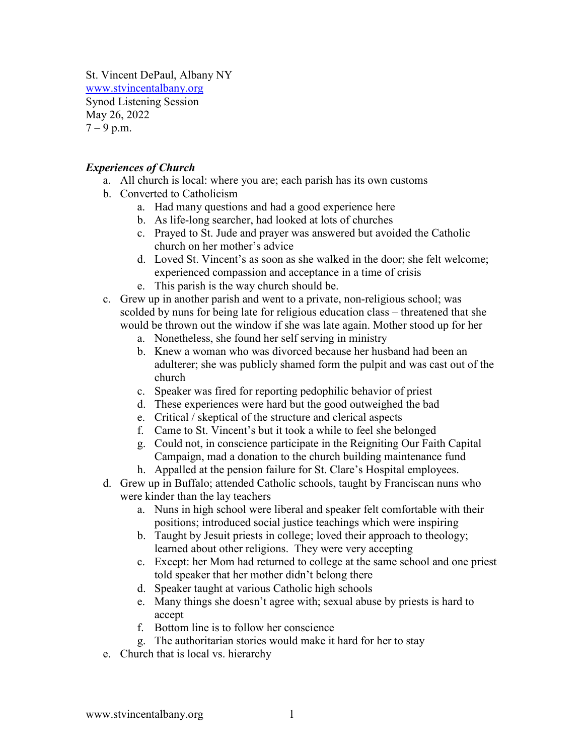St. Vincent DePaul, Albany NY
www.stvincentalbany.org
Synod Listening Session
May 26, 2022
7 – 9 p.m.

***Experiences of Church***

a. All church is local: where you are; each parish has its own customs
b. Converted to Catholicism
    a. Had many questions and had a good experience here
    b. As life-long searcher, had looked at lots of churches
    c. Prayed to St. Jude and prayer was answered but avoided the Catholic church on her mother's advice
    d. Loved St. Vincent's as soon as she walked in the door; she felt welcome; experienced compassion and acceptance in a time of crisis
    e. This parish is the way church should be.
c. Grew up in another parish and went to a private, non-religious school; was scolded by nuns for being late for religious education class – threatened that she would be thrown out the window if she was late again. Mother stood up for her
    a. Nonetheless, she found her self serving in ministry
    b. Knew a woman who was divorced because her husband had been an adulterer; she was publicly shamed form the pulpit and was cast out of the church
    c. Speaker was fired for reporting pedophilic behavior of priest
    d. These experiences were hard but the good outweighed the bad
    e. Critical / skeptical of the structure and clerical aspects
    f. Came to St. Vincent's but it took a while to feel she belonged
    g. Could not, in conscience participate in the Reigniting Our Faith Capital Campaign, mad a donation to the church building maintenance fund
    h. Appalled at the pension failure for St. Clare's Hospital employees.
d. Grew up in Buffalo; attended Catholic schools, taught by Franciscan nuns who were kinder than the lay teachers
    a. Nuns in high school were liberal and speaker felt comfortable with their positions; introduced social justice teachings which were inspiring
    b. Taught by Jesuit priests in college; loved their approach to theology; learned about other religions. They were very accepting
    c. Except: her Mom had returned to college at the same school and one priest told speaker that her mother didn't belong there
    d. Speaker taught at various Catholic high schools
    e. Many things she doesn't agree with; sexual abuse by priests is hard to accept
    f. Bottom line is to follow her conscience
    g. The authoritarian stories would make it hard for her to stay
e. Church that is local vs. hierarchy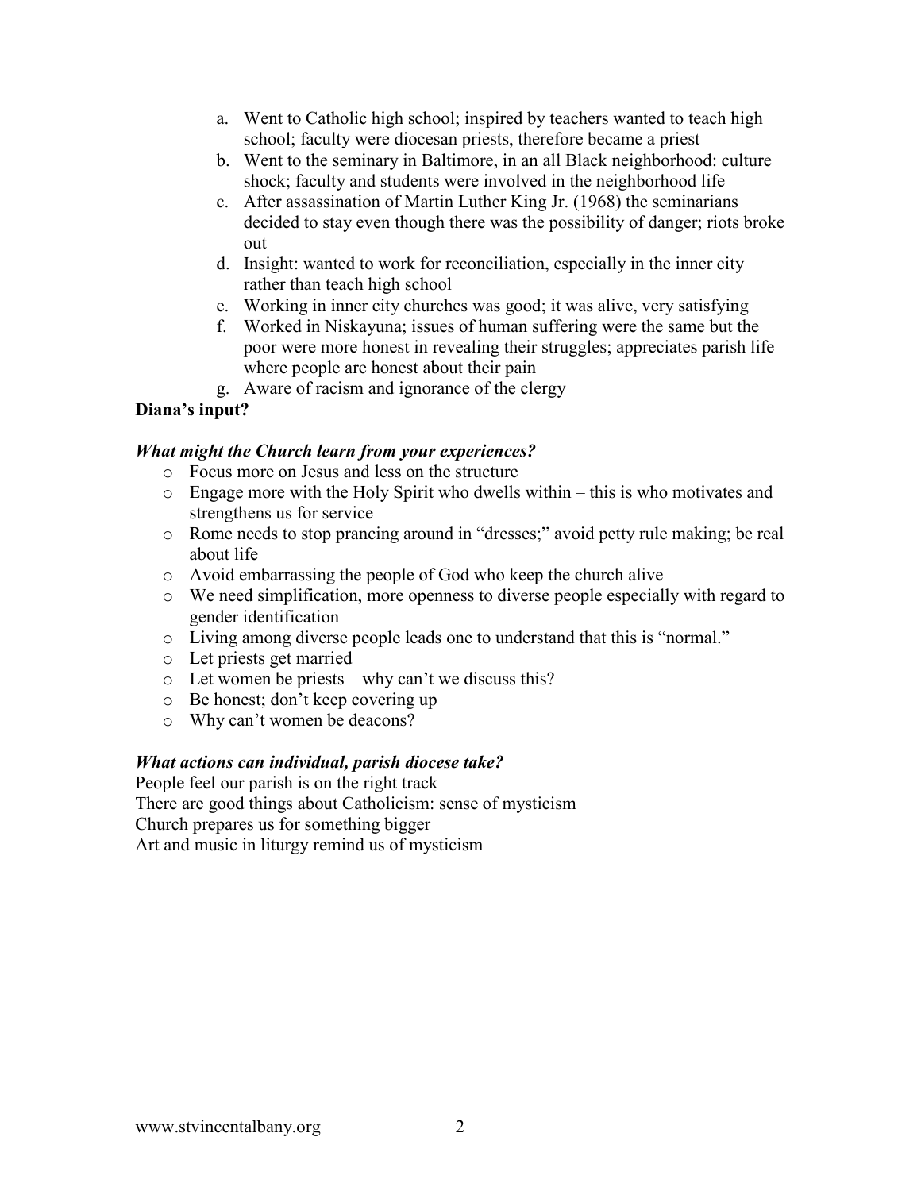a. Went to Catholic high school; inspired by teachers wanted to teach high school; faculty were diocesan priests, therefore became a priest
b. Went to the seminary in Baltimore, in an all Black neighborhood: culture shock; faculty and students were involved in the neighborhood life
c. After assassination of Martin Luther King Jr. (1968) the seminarians decided to stay even though there was the possibility of danger; riots broke out
d. Insight: wanted to work for reconciliation, especially in the inner city rather than teach high school
e. Working in inner city churches was good; it was alive, very satisfying
f. Worked in Niskayuna; issues of human suffering were the same but the poor were more honest in revealing their struggles; appreciates parish life where people are honest about their pain
g. Aware of racism and ignorance of the clergy

**Diana's input?**

***What might the Church learn from your experiences?***

- Focus more on Jesus and less on the structure
- Engage more with the Holy Spirit who dwells within – this is who motivates and strengthens us for service
- Rome needs to stop prancing around in "dresses;" avoid petty rule making; be real about life
- Avoid embarrassing the people of God who keep the church alive
- We need simplification, more openness to diverse people especially with regard to gender identification
- Living among diverse people leads one to understand that this is "normal."
- Let priests get married
- Let women be priests – why can't we discuss this?
- Be honest; don't keep covering up
- Why can't women be deacons?

***What actions can individual, parish diocese take?***

People feel our parish is on the right track
There are good things about Catholicism: sense of mysticism
Church prepares us for something bigger
Art and music in liturgy remind us of mysticism

www.stvincentalbany.org